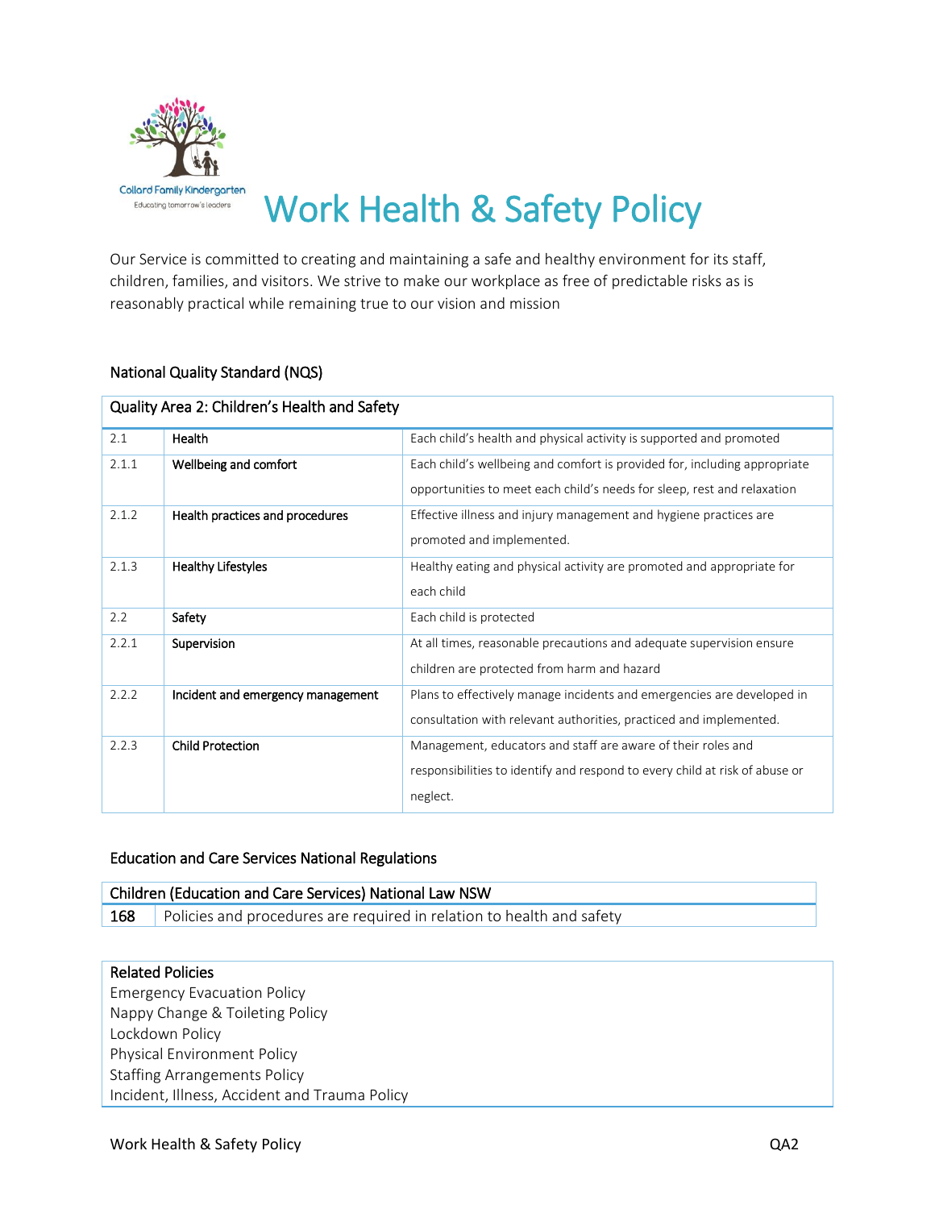Collard Family Kindergarten
Educating tomorrow's leaders

# Work Health & Safety Policy

Our Service is committed to creating and maintaining a safe and healthy environment for its staff, children, families, and visitors. We strive to make our workplace as free of predictable risks as is reasonably practical while remaining true to our vision and mission

## National Quality Standard (NQS)

| Quality Area 2: Children's Health and Safety | | |
|---|---|---|
| 2.1 | **Health** | Each child's health and physical activity is supported and promoted |
| 2.1.1 | **Wellbeing and comfort** | Each child's wellbeing and comfort is provided for, including appropriate opportunities to meet each child's needs for sleep, rest and relaxation |
| 2.1.2 | **Health practices and procedures** | Effective illness and injury management and hygiene practices are promoted and implemented. |
| 2.1.3 | **Healthy Lifestyles** | Healthy eating and physical activity are promoted and appropriate for each child |
| 2.2 | **Safety** | Each child is protected |
| 2.2.1 | **Supervision** | At all times, reasonable precautions and adequate supervision ensure children are protected from harm and hazard |
| 2.2.2 | **Incident and emergency management** | Plans to effectively manage incidents and emergencies are developed in consultation with relevant authorities, practiced and implemented. |
| 2.2.3 | **Child Protection** | Management, educators and staff are aware of their roles and responsibilities to identify and respond to every child at risk of abuse or neglect. |

## Education and Care Services National Regulations

| Children (Education and Care Services) National Law NSW | |
|---|---|
| 168 | Policies and procedures are required in relation to health and safety |

**Related Policies**
Emergency Evacuation Policy
Nappy Change & Toileting Policy
Lockdown Policy
Physical Environment Policy
Staffing Arrangements Policy
Incident, Illness, Accident and Trauma Policy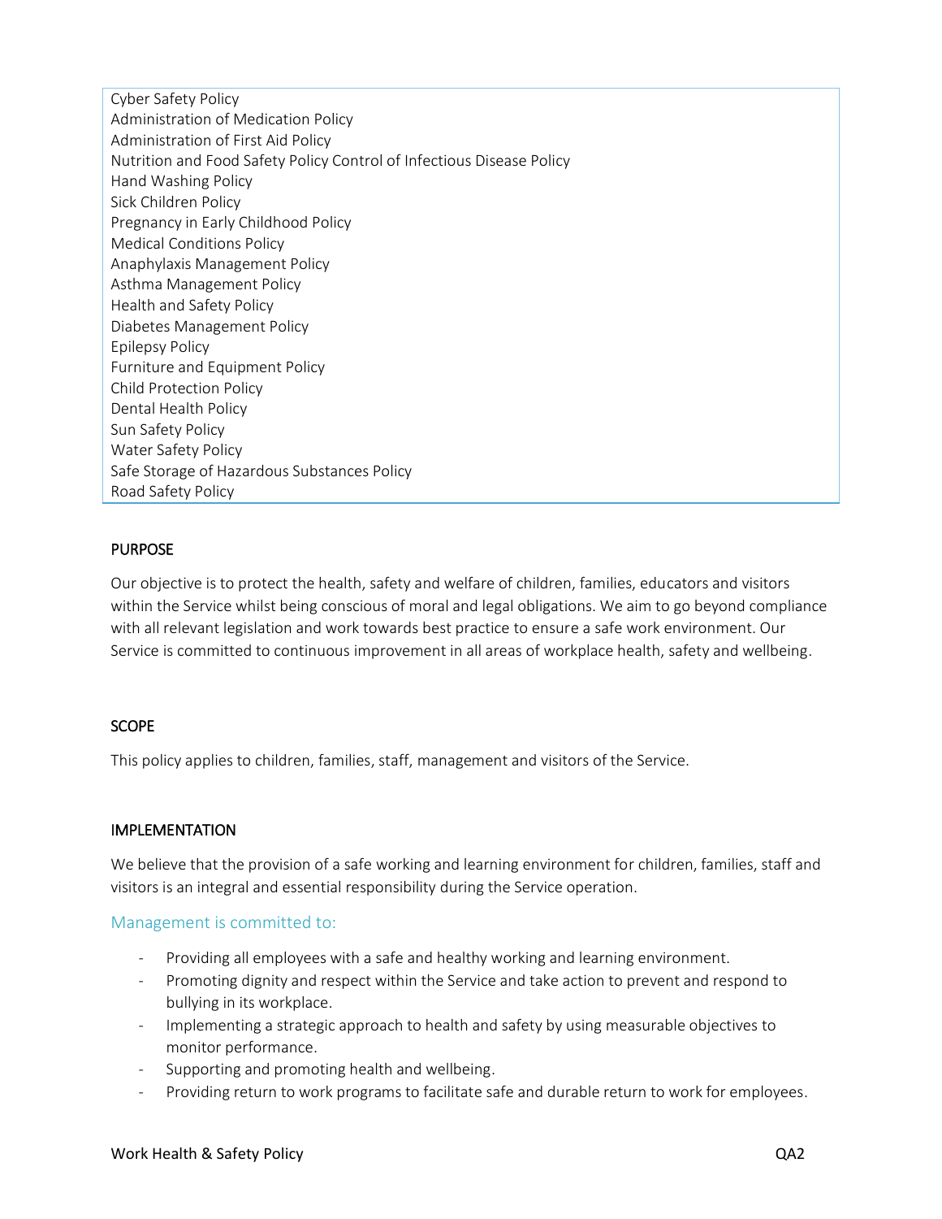Cyber Safety Policy
Administration of Medication Policy
Administration of First Aid Policy
Nutrition and Food Safety Policy Control of Infectious Disease Policy
Hand Washing Policy
Sick Children Policy
Pregnancy in Early Childhood Policy
Medical Conditions Policy
Anaphylaxis Management Policy
Asthma Management Policy
Health and Safety Policy
Diabetes Management Policy
Epilepsy Policy
Furniture and Equipment Policy
Child Protection Policy
Dental Health Policy
Sun Safety Policy
Water Safety Policy
Safe Storage of Hazardous Substances Policy
Road Safety Policy

## PURPOSE

Our objective is to protect the health, safety and welfare of children, families, educators and visitors within the Service whilst being conscious of moral and legal obligations. We aim to go beyond compliance with all relevant legislation and work towards best practice to ensure a safe work environment. Our Service is committed to continuous improvement in all areas of workplace health, safety and wellbeing.

## SCOPE

This policy applies to children, families, staff, management and visitors of the Service.

## IMPLEMENTATION

We believe that the provision of a safe working and learning environment for children, families, staff and visitors is an integral and essential responsibility during the Service operation.

### Management is committed to:

- Providing all employees with a safe and healthy working and learning environment.
- Promoting dignity and respect within the Service and take action to prevent and respond to bullying in its workplace.
- Implementing a strategic approach to health and safety by using measurable objectives to monitor performance.
- Supporting and promoting health and wellbeing.
- Providing return to work programs to facilitate safe and durable return to work for employees.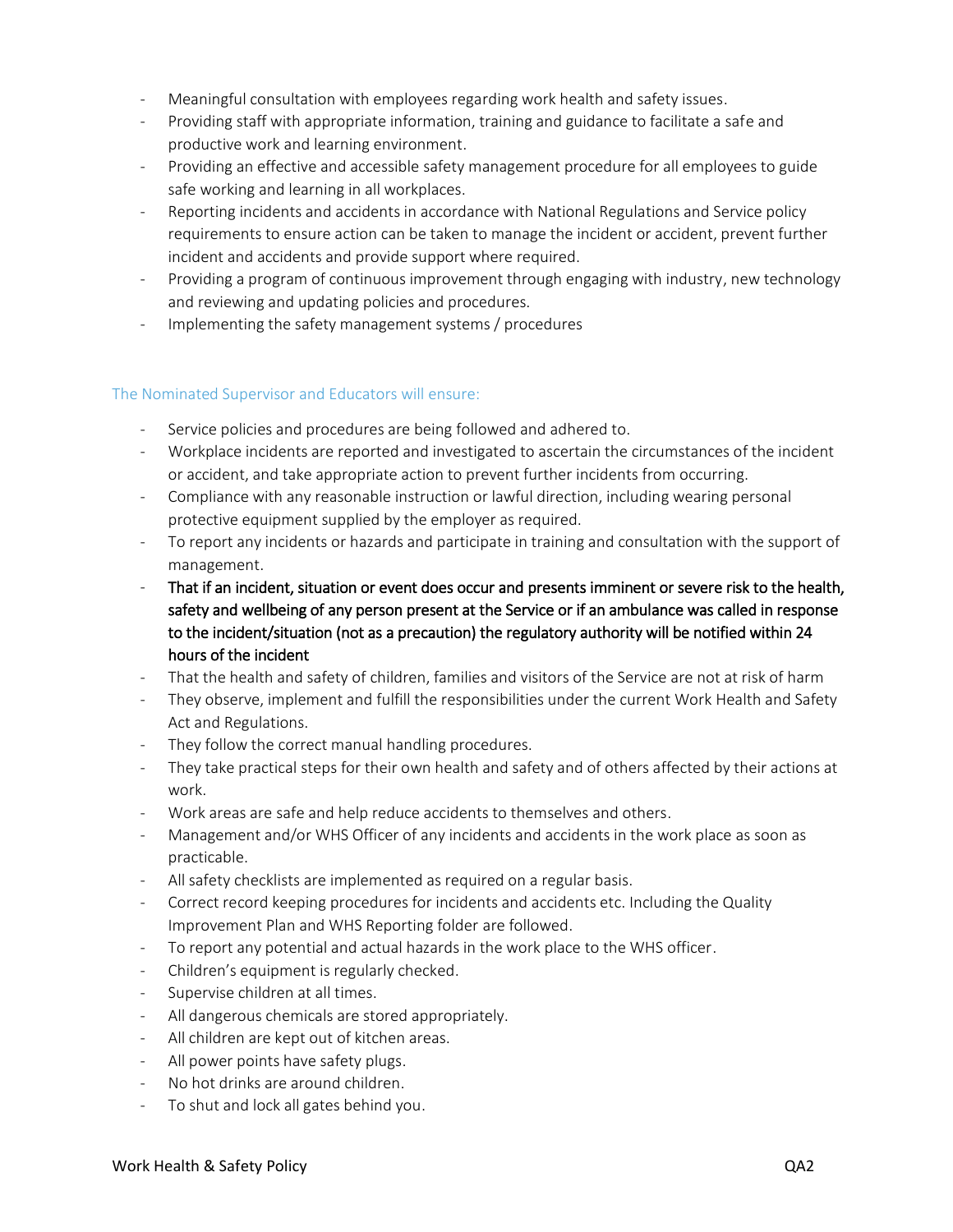- Meaningful consultation with employees regarding work health and safety issues.
- Providing staff with appropriate information, training and guidance to facilitate a safe and productive work and learning environment.
- Providing an effective and accessible safety management procedure for all employees to guide safe working and learning in all workplaces.
- Reporting incidents and accidents in accordance with National Regulations and Service policy requirements to ensure action can be taken to manage the incident or accident, prevent further incident and accidents and provide support where required.
- Providing a program of continuous improvement through engaging with industry, new technology and reviewing and updating policies and procedures.
- Implementing the safety management systems / procedures

### The Nominated Supervisor and Educators will ensure:

- Service policies and procedures are being followed and adhered to.
- Workplace incidents are reported and investigated to ascertain the circumstances of the incident or accident, and take appropriate action to prevent further incidents from occurring.
- Compliance with any reasonable instruction or lawful direction, including wearing personal protective equipment supplied by the employer as required.
- To report any incidents or hazards and participate in training and consultation with the support of management.
- That if an incident, situation or event does occur and presents imminent or severe risk to the health, safety and wellbeing of any person present at the Service or if an ambulance was called in response to the incident/situation (not as a precaution) the regulatory authority will be notified within 24 hours of the incident
- That the health and safety of children, families and visitors of the Service are not at risk of harm
- They observe, implement and fulfill the responsibilities under the current Work Health and Safety Act and Regulations.
- They follow the correct manual handling procedures.
- They take practical steps for their own health and safety and of others affected by their actions at work.
- Work areas are safe and help reduce accidents to themselves and others.
- Management and/or WHS Officer of any incidents and accidents in the work place as soon as practicable.
- All safety checklists are implemented as required on a regular basis.
- Correct record keeping procedures for incidents and accidents etc. Including the Quality Improvement Plan and WHS Reporting folder are followed.
- To report any potential and actual hazards in the work place to the WHS officer.
- Children's equipment is regularly checked.
- Supervise children at all times.
- All dangerous chemicals are stored appropriately.
- All children are kept out of kitchen areas.
- All power points have safety plugs.
- No hot drinks are around children.
- To shut and lock all gates behind you.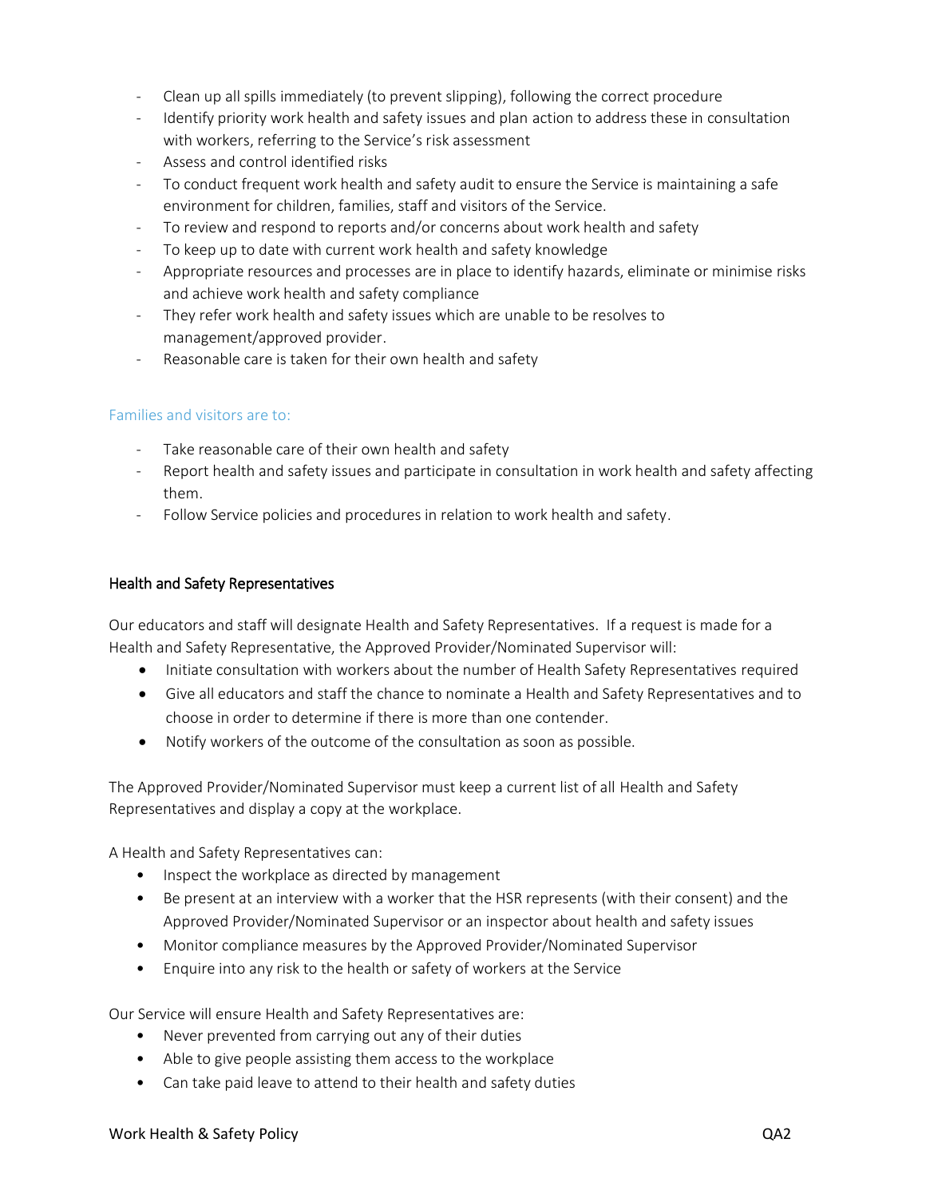- Clean up all spills immediately (to prevent slipping), following the correct procedure
- Identify priority work health and safety issues and plan action to address these in consultation with workers, referring to the Service's risk assessment
- Assess and control identified risks
- To conduct frequent work health and safety audit to ensure the Service is maintaining a safe environment for children, families, staff and visitors of the Service.
- To review and respond to reports and/or concerns about work health and safety
- To keep up to date with current work health and safety knowledge
- Appropriate resources and processes are in place to identify hazards, eliminate or minimise risks and achieve work health and safety compliance
- They refer work health and safety issues which are unable to be resolves to management/approved provider.
- Reasonable care is taken for their own health and safety

Families and visitors are to:

- Take reasonable care of their own health and safety
- Report health and safety issues and participate in consultation in work health and safety affecting them.
- Follow Service policies and procedures in relation to work health and safety.

### Health and Safety Representatives

Our educators and staff will designate Health and Safety Representatives. If a request is made for a Health and Safety Representative, the Approved Provider/Nominated Supervisor will:

- Initiate consultation with workers about the number of Health Safety Representatives required
- Give all educators and staff the chance to nominate a Health and Safety Representatives and to choose in order to determine if there is more than one contender.
- Notify workers of the outcome of the consultation as soon as possible.

The Approved Provider/Nominated Supervisor must keep a current list of all Health and Safety Representatives and display a copy at the workplace.

A Health and Safety Representatives can:

- Inspect the workplace as directed by management
- Be present at an interview with a worker that the HSR represents (with their consent) and the Approved Provider/Nominated Supervisor or an inspector about health and safety issues
- Monitor compliance measures by the Approved Provider/Nominated Supervisor
- Enquire into any risk to the health or safety of workers at the Service

Our Service will ensure Health and Safety Representatives are:

- Never prevented from carrying out any of their duties
- Able to give people assisting them access to the workplace
- Can take paid leave to attend to their health and safety duties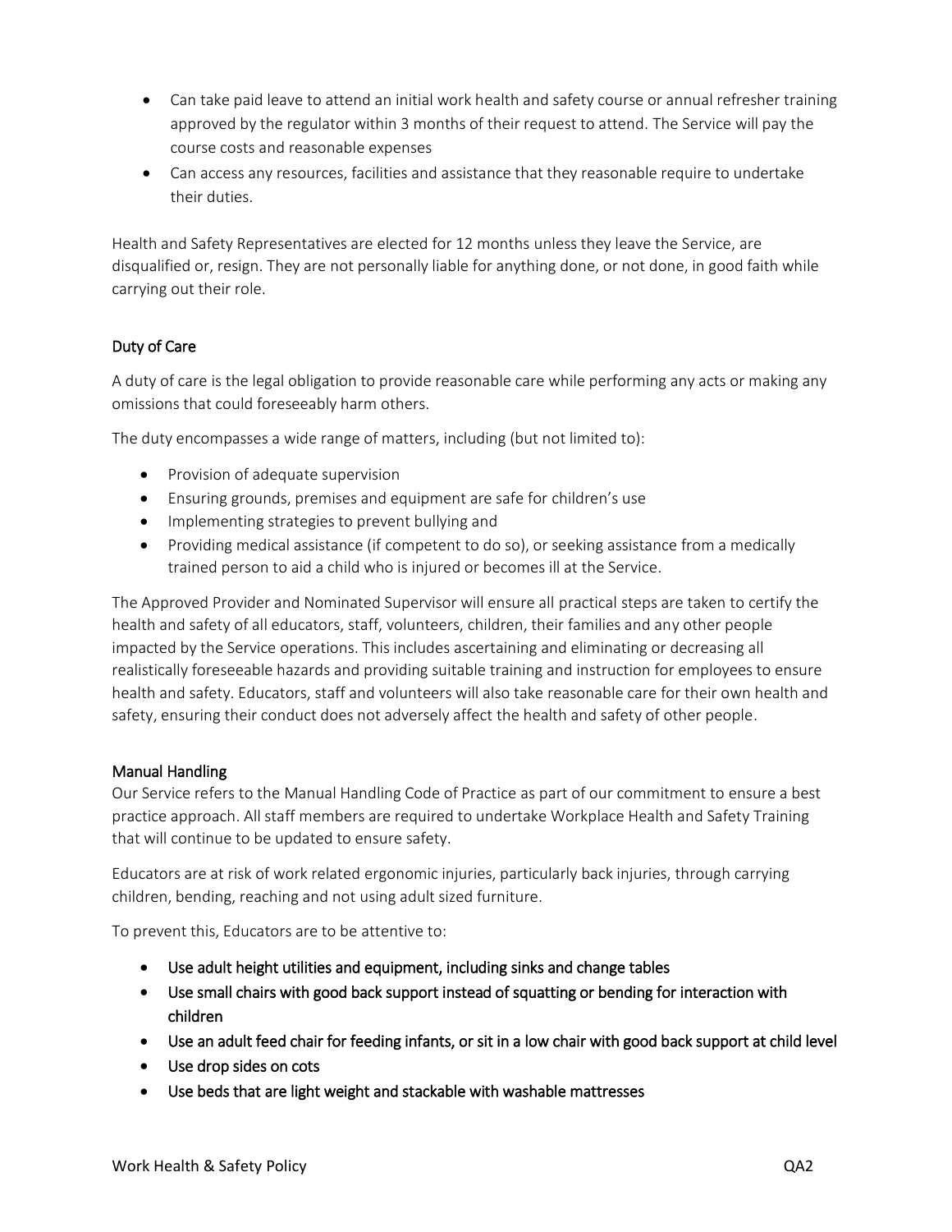- Can take paid leave to attend an initial work health and safety course or annual refresher training approved by the regulator within 3 months of their request to attend. The Service will pay the course costs and reasonable expenses
- Can access any resources, facilities and assistance that they reasonable require to undertake their duties.

Health and Safety Representatives are elected for 12 months unless they leave the Service, are disqualified or, resign. They are not personally liable for anything done, or not done, in good faith while carrying out their role.

### Duty of Care

A duty of care is the legal obligation to provide reasonable care while performing any acts or making any omissions that could foreseeably harm others.

The duty encompasses a wide range of matters, including (but not limited to):

- Provision of adequate supervision
- Ensuring grounds, premises and equipment are safe for children's use
- Implementing strategies to prevent bullying and
- Providing medical assistance (if competent to do so), or seeking assistance from a medically trained person to aid a child who is injured or becomes ill at the Service.

The Approved Provider and Nominated Supervisor will ensure all practical steps are taken to certify the health and safety of all educators, staff, volunteers, children, their families and any other people impacted by the Service operations. This includes ascertaining and eliminating or decreasing all realistically foreseeable hazards and providing suitable training and instruction for employees to ensure health and safety. Educators, staff and volunteers will also take reasonable care for their own health and safety, ensuring their conduct does not adversely affect the health and safety of other people.

### Manual Handling

Our Service refers to the Manual Handling Code of Practice as part of our commitment to ensure a best practice approach. All staff members are required to undertake Workplace Health and Safety Training that will continue to be updated to ensure safety.

Educators are at risk of work related ergonomic injuries, particularly back injuries, through carrying children, bending, reaching and not using adult sized furniture.

To prevent this, Educators are to be attentive to:

- Use adult height utilities and equipment, including sinks and change tables
- Use small chairs with good back support instead of squatting or bending for interaction with children
- Use an adult feed chair for feeding infants, or sit in a low chair with good back support at child level
- Use drop sides on cots
- Use beds that are light weight and stackable with washable mattresses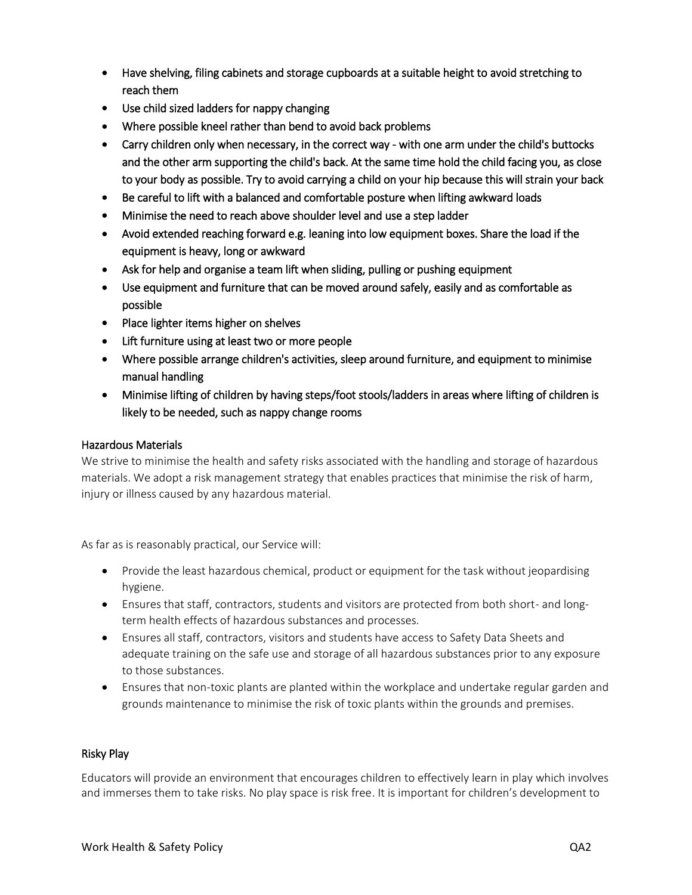- Have shelving, filing cabinets and storage cupboards at a suitable height to avoid stretching to reach them
- Use child sized ladders for nappy changing
- Where possible kneel rather than bend to avoid back problems
- Carry children only when necessary, in the correct way - with one arm under the child's buttocks and the other arm supporting the child's back. At the same time hold the child facing you, as close to your body as possible. Try to avoid carrying a child on your hip because this will strain your back
- Be careful to lift with a balanced and comfortable posture when lifting awkward loads
- Minimise the need to reach above shoulder level and use a step ladder
- Avoid extended reaching forward e.g. leaning into low equipment boxes. Share the load if the equipment is heavy, long or awkward
- Ask for help and organise a team lift when sliding, pulling or pushing equipment
- Use equipment and furniture that can be moved around safely, easily and as comfortable as possible
- Place lighter items higher on shelves
- Lift furniture using at least two or more people
- Where possible arrange children's activities, sleep around furniture, and equipment to minimise manual handling
- Minimise lifting of children by having steps/foot stools/ladders in areas where lifting of children is likely to be needed, such as nappy change rooms

### Hazardous Materials

We strive to minimise the health and safety risks associated with the handling and storage of hazardous materials. We adopt a risk management strategy that enables practices that minimise the risk of harm, injury or illness caused by any hazardous material.

As far as is reasonably practical, our Service will:

- Provide the least hazardous chemical, product or equipment for the task without jeopardising hygiene.
- Ensures that staff, contractors, students and visitors are protected from both short- and long-term health effects of hazardous substances and processes.
- Ensures all staff, contractors, visitors and students have access to Safety Data Sheets and adequate training on the safe use and storage of all hazardous substances prior to any exposure to those substances.
- Ensures that non-toxic plants are planted within the workplace and undertake regular garden and grounds maintenance to minimise the risk of toxic plants within the grounds and premises.

### Risky Play

Educators will provide an environment that encourages children to effectively learn in play which involves and immerses them to take risks. No play space is risk free. It is important for children's development to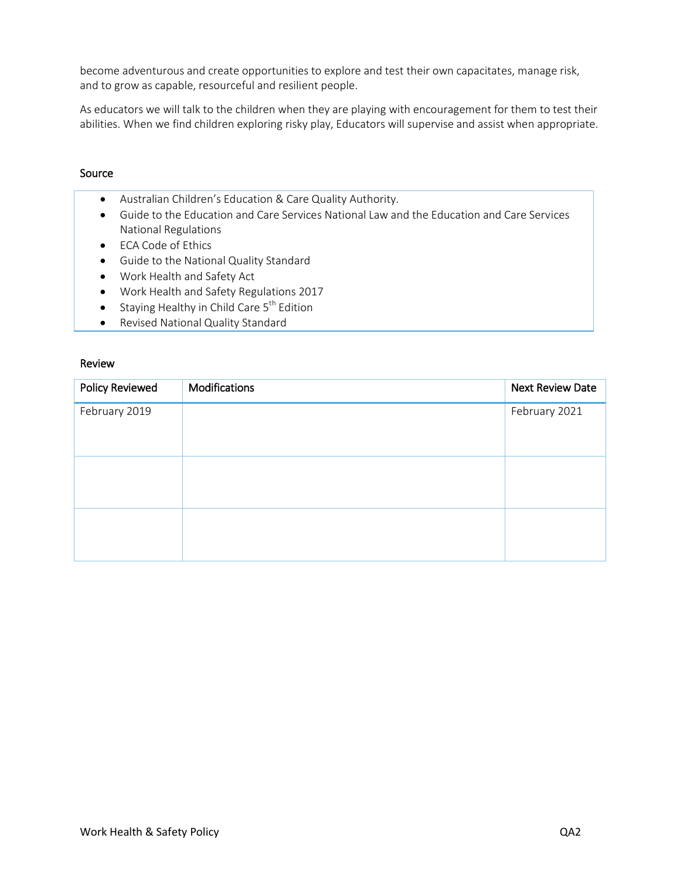become adventurous and create opportunities to explore and test their own capacitates, manage risk, and to grow as capable, resourceful and resilient people.

As educators we will talk to the children when they are playing with encouragement for them to test their abilities. When we find children exploring risky play, Educators will supervise and assist when appropriate.

## Source

- Australian Children's Education & Care Quality Authority.
- Guide to the Education and Care Services National Law and the Education and Care Services National Regulations
- ECA Code of Ethics
- Guide to the National Quality Standard
- Work Health and Safety Act
- Work Health and Safety Regulations 2017
- Staying Healthy in Child Care 5th Edition
- Revised National Quality Standard

## Review

| Policy Reviewed | Modifications | Next Review Date |
|---|---|---|
| February 2019 | | February 2021 |
| | | |
| | | |